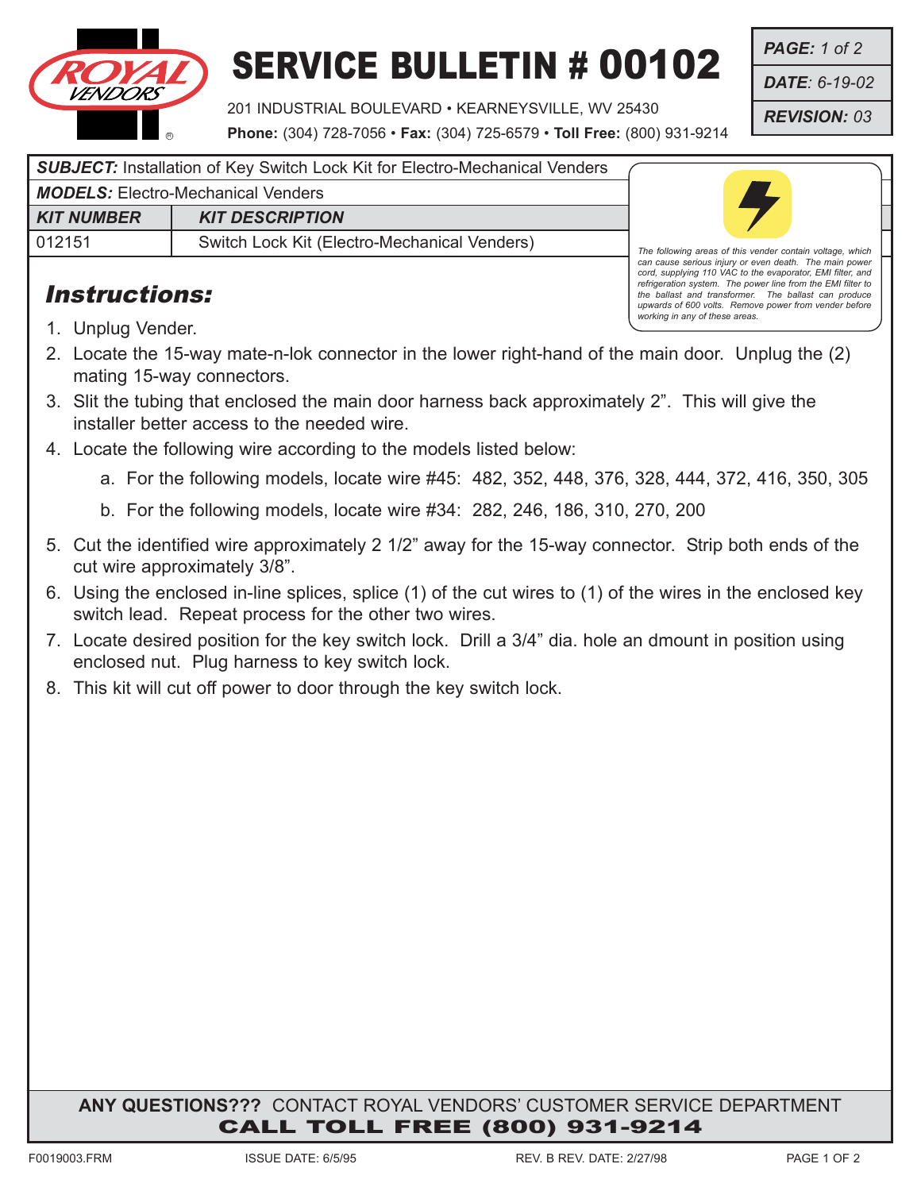# SERVICE BULLETIN # 00102

201 INDUSTRIAL BOULEVARD • KEARNEYSVILLE, WV 25430
**Phone:** (304) 728-7056 • **Fax:** (304) 725-6579 • **Toll Free:** (800) 931-9214

| **PAGE:** 1 of 2 |
|---|
| **DATE**: 6-19-02 |
| **REVISION:** 03 |

**SUBJECT:** Installation of Key Switch Lock Kit for Electro-Mechanical Venders

**MODELS:** Electro-Mechanical Venders

| KIT NUMBER | KIT DESCRIPTION |
|---|---|
| 012151 | Switch Lock Kit (Electro-Mechanical Venders) |

*The following areas of this vender contain voltage, which can cause serious injury or even death. The main power cord, supplying 110 VAC to the evaporator, EMI filter, and refrigeration system. The power line from the EMI filter to the ballast and transformer. The ballast can produce upwards of 600 volts. Remove power from vender before working in any of these areas.*

## Instructions:

1. Unplug Vender.
2. Locate the 15-way mate-n-lok connector in the lower right-hand of the main door. Unplug the (2) mating 15-way connectors.
3. Slit the tubing that enclosed the main door harness back approximately 2”. This will give the installer better access to the needed wire.
4. Locate the following wire according to the models listed below:
   a. For the following models, locate wire #45: 482, 352, 448, 376, 328, 444, 372, 416, 350, 305
   b. For the following models, locate wire #34: 282, 246, 186, 310, 270, 200
5. Cut the identified wire approximately 2 1/2” away for the 15-way connector. Strip both ends of the cut wire approximately 3/8”.
6. Using the enclosed in-line splices, splice (1) of the cut wires to (1) of the wires in the enclosed key switch lead. Repeat process for the other two wires.
7. Locate desired position for the key switch lock. Drill a 3/4” dia. hole an dmount in position using enclosed nut. Plug harness to key switch lock.
8. This kit will cut off power to door through the key switch lock.

**ANY QUESTIONS???** CONTACT ROYAL VENDORS’ CUSTOMER SERVICE DEPARTMENT
**CALL TOLL FREE (800) 931-9214**

F0019003.FRM ISSUE DATE: 6/5/95 REV. B REV. DATE: 2/27/98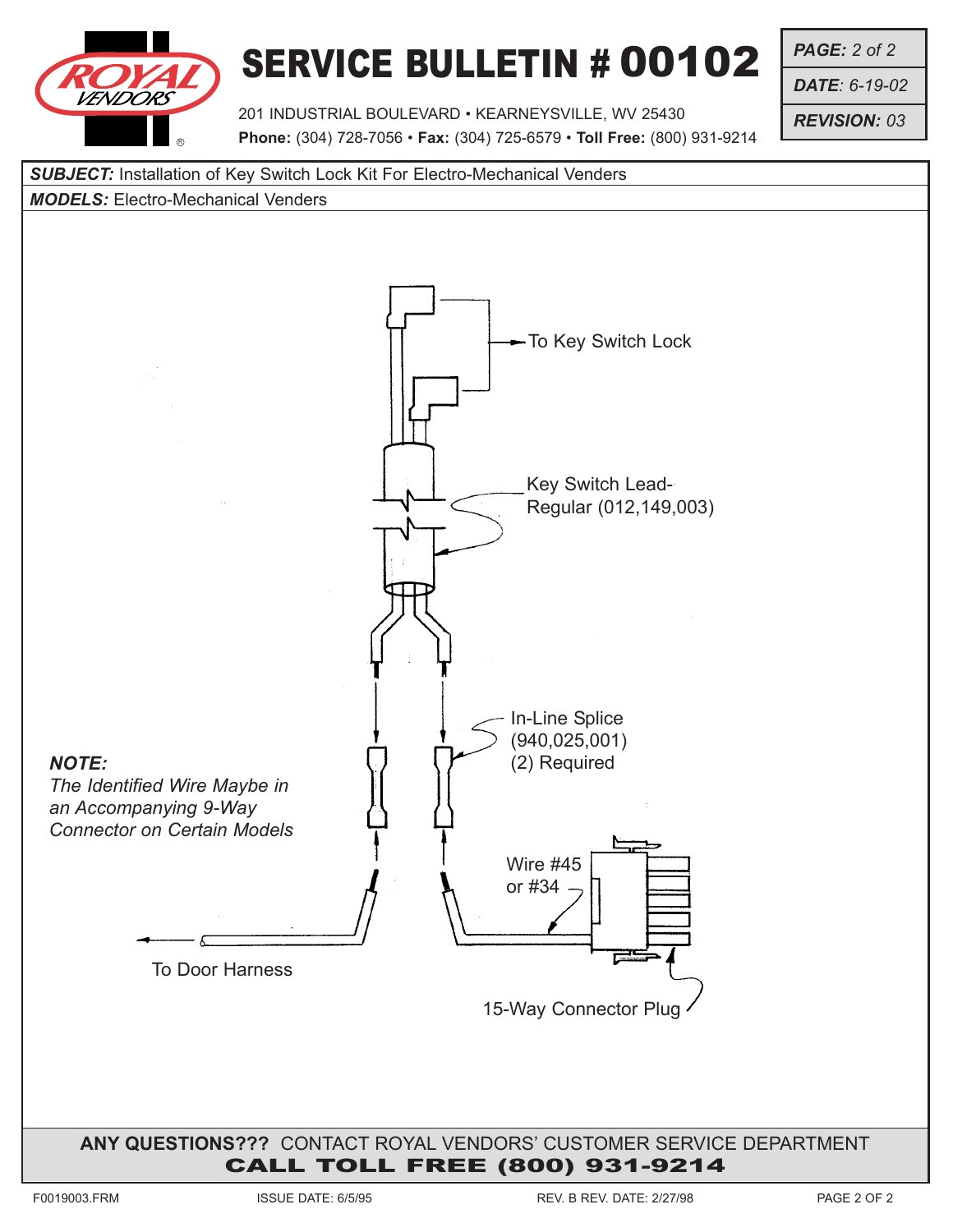# SERVICE BULLETIN # 00102

ROYAL VENDORS

201 INDUSTRIAL BOULEVARD • KEARNEYSVILLE, WV 25430
**Phone:** (304) 728-7056 • **Fax:** (304) 725-6579 • **Toll Free:** (800) 931-9214

***PAGE:*** *2 of 2*
***DATE:*** *6-19-02*
***REVISION:*** *03*

***SUBJECT:*** Installation of Key Switch Lock Kit For Electro-Mechanical Venders

***MODELS:*** Electro-Mechanical Venders

To Key Switch Lock

Key Switch Lead-
Regular (012,149,003)

In-Line Splice
(940,025,001)
(2) Required

***NOTE:***
*The Identified Wire Maybe in an Accompanying 9-Way Connector on Certain Models*

Wire #45
or #34

To Door Harness

15-Way Connector Plug

**ANY QUESTIONS???** CONTACT ROYAL VENDORS' CUSTOMER SERVICE DEPARTMENT

**CALL TOLL FREE (800) 931-9214**

F0019003.FRM ISSUE DATE: 6/5/95 REV. B REV. DATE: 2/27/98